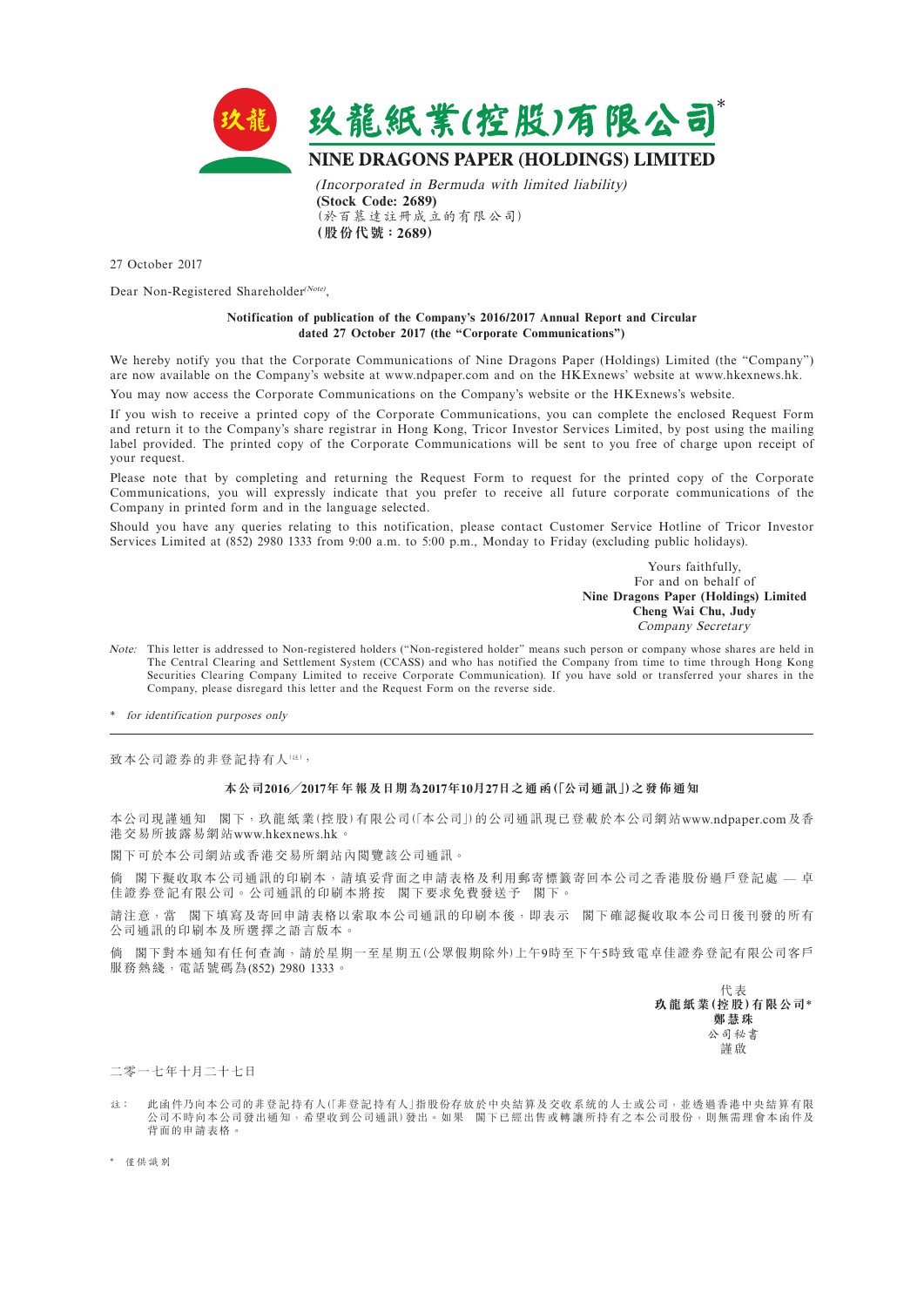# 玖龍紙業(控股)有限公司*

# NINE DRAGONS PAPER (HOLDINGS) LIMITED

*(Incorporated in Bermuda with limited liability)*
**(Stock Code: 2689)**
(於百慕達註冊成立的有限公司)
**(股份代號：2689)**

27 October 2017

Dear Non-Registered Shareholder*(Note)*,

**Notification of publication of the Company's 2016/2017 Annual Report and Circular dated 27 October 2017 (the "Corporate Communications")**

We hereby notify you that the Corporate Communications of Nine Dragons Paper (Holdings) Limited (the "Company") are now available on the Company's website at www.ndpaper.com and on the HKExnews' website at www.hkexnews.hk.

You may now access the Corporate Communications on the Company's website or the HKExnews's website.

If you wish to receive a printed copy of the Corporate Communications, you can complete the enclosed Request Form and return it to the Company's share registrar in Hong Kong, Tricor Investor Services Limited, by post using the mailing label provided. The printed copy of the Corporate Communications will be sent to you free of charge upon receipt of your request.

Please note that by completing and returning the Request Form to request for the printed copy of the Corporate Communications, you will expressly indicate that you prefer to receive all future corporate communications of the Company in printed form and in the language selected.

Should you have any queries relating to this notification, please contact Customer Service Hotline of Tricor Investor Services Limited at (852) 2980 1333 from 9:00 a.m. to 5:00 p.m., Monday to Friday (excluding public holidays).

Yours faithfully,
For and on behalf of
**Nine Dragons Paper (Holdings) Limited**
**Cheng Wai Chu, Judy**
*Company Secretary*

*Note:* This letter is addressed to Non-registered holders ("Non-registered holder" means such person or company whose shares are held in The Central Clearing and Settlement System (CCASS) and who has notified the Company from time to time through Hong Kong Securities Clearing Company Limited to receive Corporate Communication). If you have sold or transferred your shares in the Company, please disregard this letter and the Request Form on the reverse side.

\* *for identification purposes only*

---

致本公司證券的非登記持有人(註)，

**本公司2016╱2017年年報及日期為2017年10月27日之通函(「公司通訊」)之發佈通知**

本公司現謹通知 閣下，玖龍紙業(控股)有限公司(「本公司」)的公司通訊現已登載於本公司網站www.ndpaper.com及香港交易所披露易網站www.hkexnews.hk。

閣下可於本公司網站或香港交易所網站內閱覽該公司通訊。

倘 閣下擬收取本公司通訊的印刷本，請填妥背面之申請表格及利用郵寄標籤寄回本公司之香港股份過戶登記處 — 卓佳證券登記有限公司。公司通訊的印刷本將按 閣下要求免費發送予 閣下。

請注意，當 閣下填寫及寄回申請表格以索取本公司通訊的印刷本後，即表示 閣下確認擬收取本公司日後刊發的所有公司通訊的印刷本及所選擇之語言版本。

倘 閣下對本通知有任何查詢，請於星期一至星期五(公眾假期除外)上午9時至下午5時致電卓佳證券登記有限公司客戶服務熱綫，電話號碼為(852) 2980 1333。

代表
**玖龍紙業(控股)有限公司***
**鄭慧珠**
公司秘書
謹啟

二零一七年十月二十七日

註： 此函件乃向本公司的非登記持有人(「非登記持有人」指股份存放於中央結算及交收系統的人士或公司，並透過香港中央結算有限公司不時向本公司發出通知，希望收到公司通訊)發出。如果 閣下已經出售或轉讓所持有之本公司股份，則無需理會本函件及背面的申請表格。

\* 僅供識別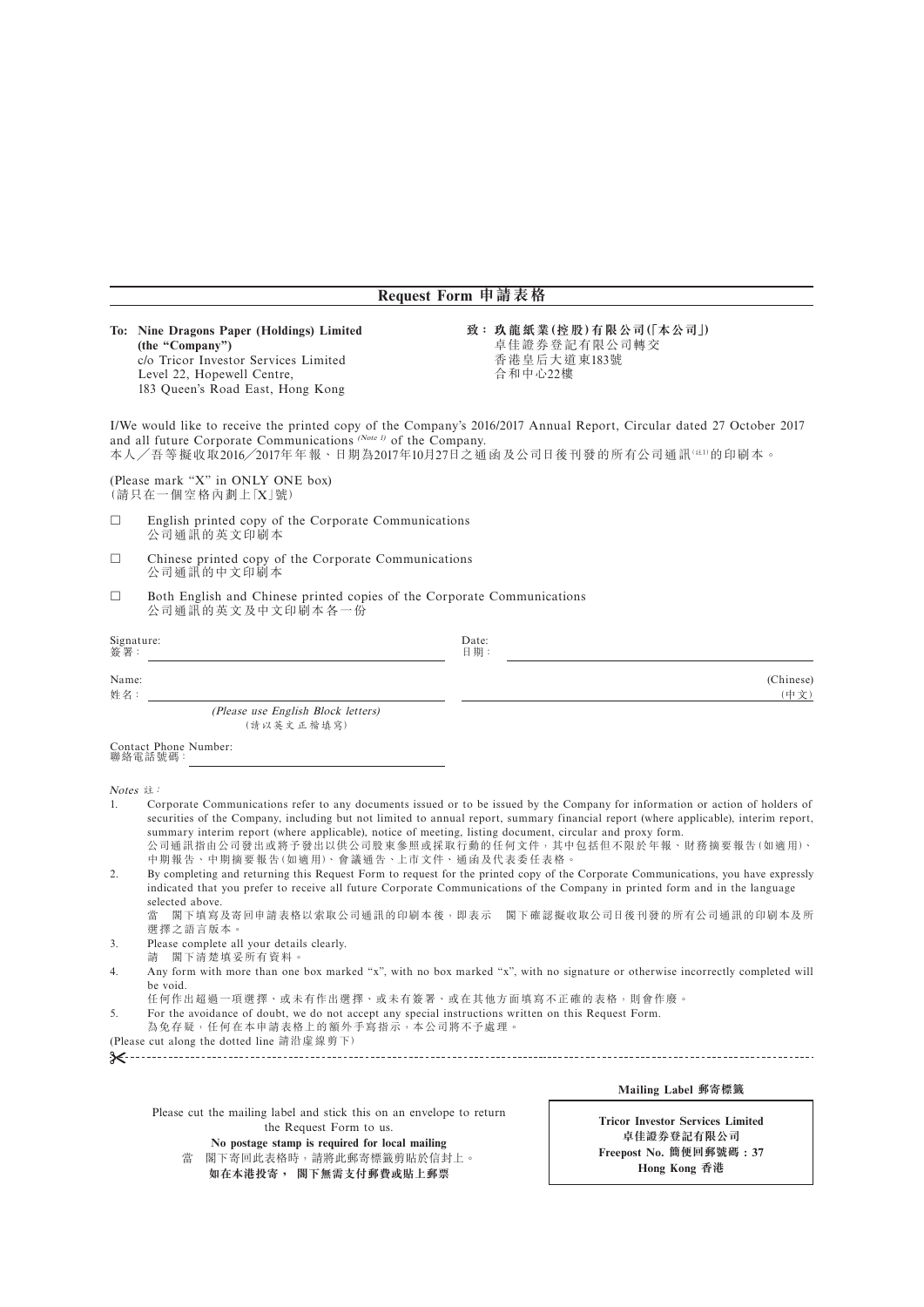## Request Form 申請表格

**To: Nine Dragons Paper (Holdings) Limited (the "Company")**
c/o Tricor Investor Services Limited
Level 22, Hopewell Centre,
183 Queen's Road East, Hong Kong

**致：玖龍紙業(控股)有限公司(「本公司」)**
卓佳證券登記有限公司轉交
香港皇后大道東183號
合和中心22樓

I/We would like to receive the printed copy of the Company's 2016/2017 Annual Report, Circular dated 27 October 2017 and all future Corporate Communications *(Note 1)* of the Company.
本人／吾等擬收取2016／2017年年報、日期為2017年10月27日之通函及公司日後刊發的所有公司通訊(註1)的印刷本。

(Please mark "X" in ONLY ONE box)
(請只在一個空格內劃上「X」號)

☐ English printed copy of the Corporate Communications
公司通訊的英文印刷本

☐ Chinese printed copy of the Corporate Communications
公司通訊的中文印刷本

☐ Both English and Chinese printed copies of the Corporate Communications
公司通訊的英文及中文印刷本各一份

Signature:
簽署：______________________ Date:
日期：______________________

Name:
姓名：______________________ ______________________ (Chinese)
(中文)

*(Please use English Block letters)*
(請以英文正楷填寫)

Contact Phone Number:
聯絡電話號碼：______________________

*Notes* 註：

1. Corporate Communications refer to any documents issued or to be issued by the Company for information or action of holders of securities of the Company, including but not limited to annual report, summary financial report (where applicable), interim report, summary interim report (where applicable), notice of meeting, listing document, circular and proxy form.
公司通訊指由公司發出或將予發出以供公司股東參照或採取行動的任何文件，其中包括但不限於年報、財務摘要報告(如適用)、中期報告、中期摘要報告(如適用)、會議通告、上市文件、通函及代表委任表格。
2. By completing and returning this Request Form to request for the printed copy of the Corporate Communications, you have expressly indicated that you prefer to receive all future Corporate Communications of the Company in printed form and in the language selected above.
當 閣下填寫及寄回申請表格以索取公司通訊的印刷本後，即表示 閣下確認擬收取公司日後刊發的所有公司通訊的印刷本及所選擇之語言版本。
3. Please complete all your details clearly.
請 閣下清楚填妥所有資料。
4. Any form with more than one box marked "x", with no box marked "x", with no signature or otherwise incorrectly completed will be void.
任何作出超過一項選擇、或未有作出選擇、或未有簽署、或在其他方面填寫不正確的表格，則會作廢。
5. For the avoidance of doubt, we do not accept any special instructions written on this Request Form.
為免存疑，任何在本申請表格上的額外手寫指示，本公司將不予處理。

(Please cut along the dotted line 請沿虛線剪下)

✂---------------------------------------------------------------------------

Please cut the mailing label and stick this on an envelope to return the Request Form to us.
**No postage stamp is required for local mailing**
當 閣下寄回此表格時，請將此郵寄標籤剪貼於信封上。
**如在本港投寄， 閣下無需支付郵費或貼上郵票**

**Mailing Label 郵寄標籤**

**Tricor Investor Services Limited**
**卓佳證券登記有限公司**
**Freepost No. 簡便回郵號碼：37**
**Hong Kong 香港**